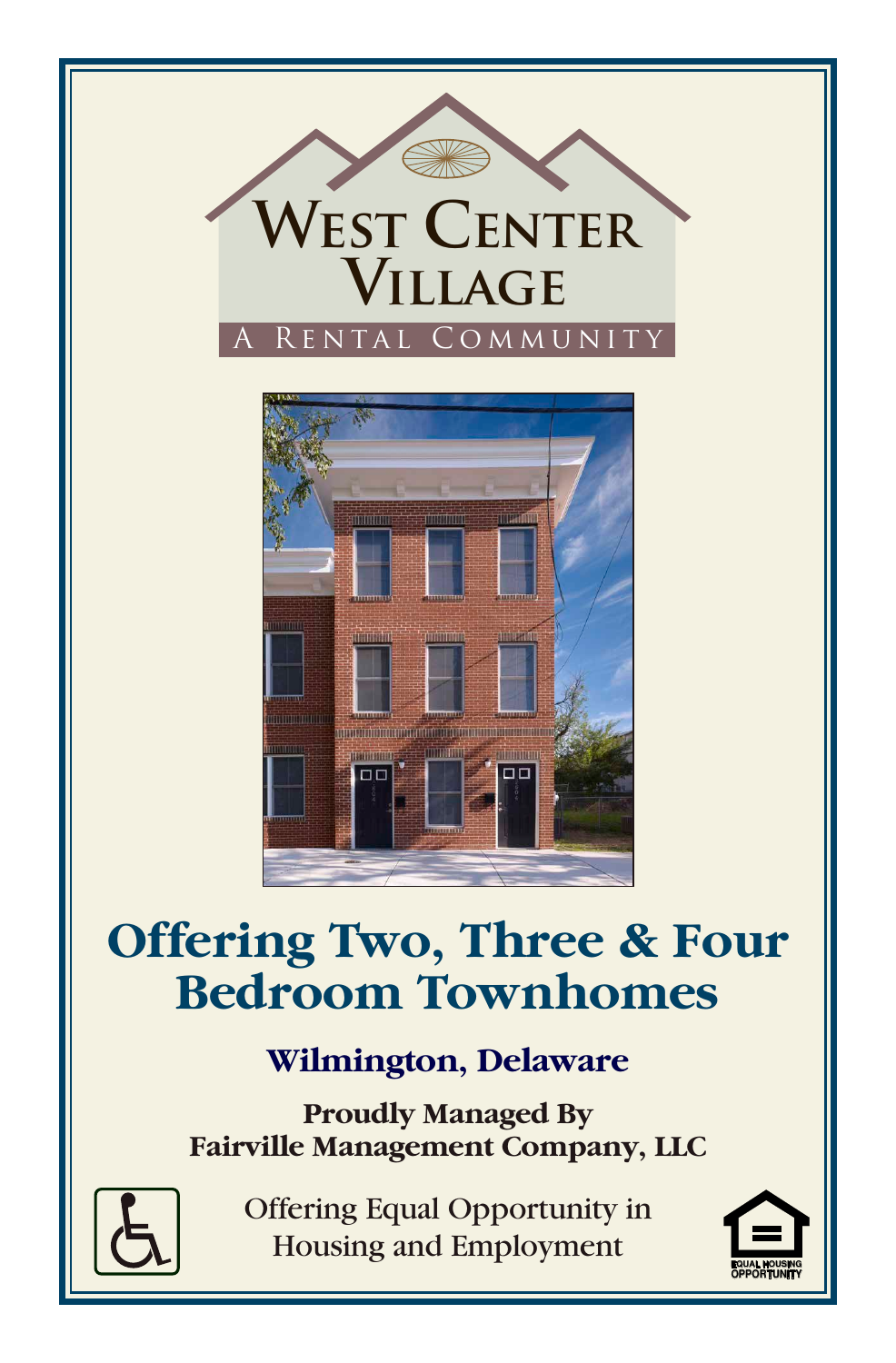# West Center Village

A Rental Community

## Offering Two, Three & Four Bedroom Townhomes

### Wilmington, Delaware

**Proudly Managed By**
**Fairville Management Company, LLC**

Offering Equal Opportunity in Housing and Employment

EQUAL HOUSING OPPORTUNITY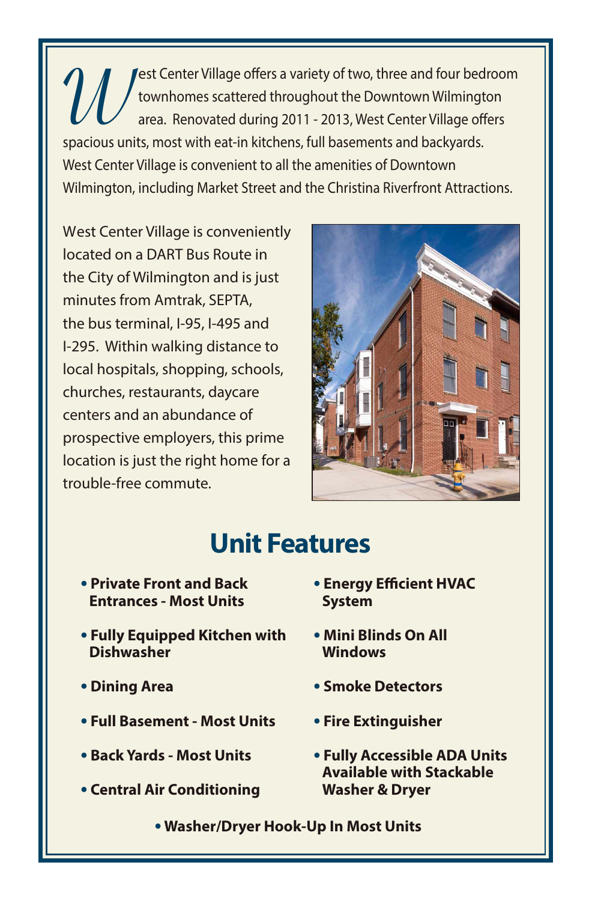West Center Village offers a variety of two, three and four bedroom townhomes scattered throughout the Downtown Wilmington area. Renovated during 2011 - 2013, West Center Village offers spacious units, most with eat-in kitchens, full basements and backyards. West Center Village is convenient to all the amenities of Downtown Wilmington, including Market Street and the Christina Riverfront Attractions.

West Center Village is conveniently located on a DART Bus Route in the City of Wilmington and is just minutes from Amtrak, SEPTA, the bus terminal, I-95, I-495 and I-295. Within walking distance to local hospitals, shopping, schools, churches, restaurants, daycare centers and an abundance of prospective employers, this prime location is just the right home for a trouble-free commute.

## Unit Features

- **Private Front and Back Entrances - Most Units**
- **Fully Equipped Kitchen with Dishwasher**
- **Dining Area**
- **Full Basement - Most Units**
- **Back Yards - Most Units**
- **Central Air Conditioning**
- **Energy Efficient HVAC System**
- **Mini Blinds On All Windows**
- **Smoke Detectors**
- **Fire Extinguisher**
- **Fully Accessible ADA Units Available with Stackable Washer & Dryer**
- **Washer/Dryer Hook-Up In Most Units**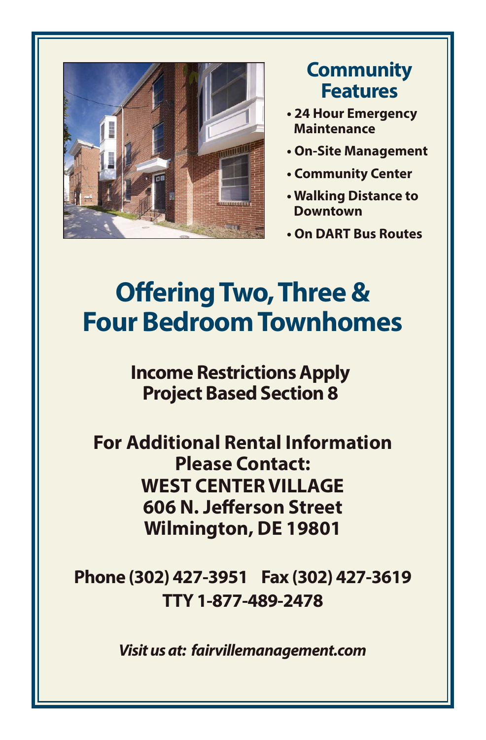## Community Features

- 24 Hour Emergency Maintenance
- On-Site Management
- Community Center
- Walking Distance to Downtown
- On DART Bus Routes

# Offering Two, Three & Four Bedroom Townhomes

**Income Restrictions Apply**
**Project Based Section 8**

**For Additional Rental Information Please Contact:**
**WEST CENTER VILLAGE**
**606 N. Jefferson Street**
**Wilmington, DE 19801**

**Phone (302) 427-3951 Fax (302) 427-3619**
**TTY 1-877-489-2478**

***Visit us at: fairvillemanagement.com***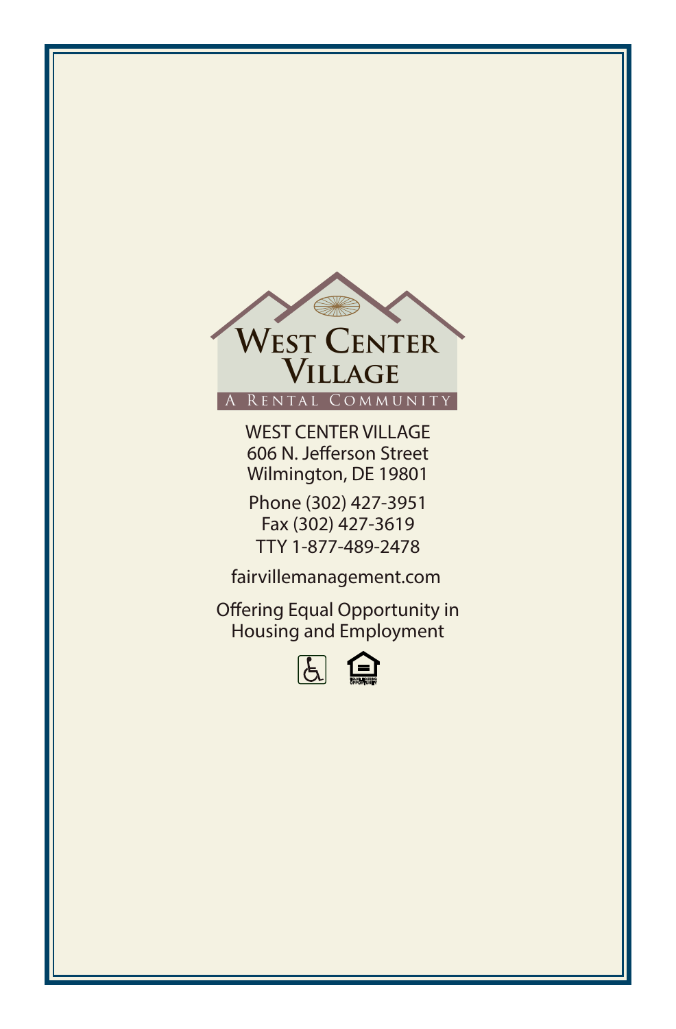West Center Village

A Rental Community

WEST CENTER VILLAGE
606 N. Jefferson Street
Wilmington, DE 19801

Phone (302) 427-3951
Fax (302) 427-3619
TTY 1-877-489-2478

fairvillemanagement.com

Offering Equal Opportunity in
Housing and Employment